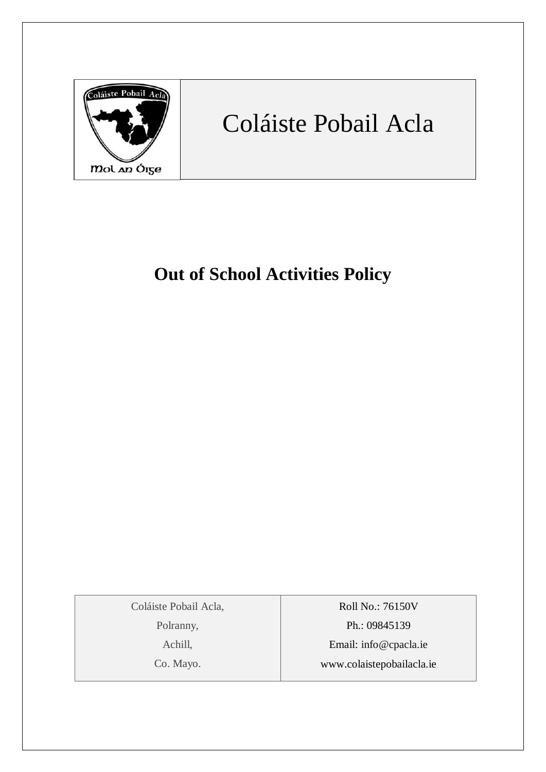| | Coláiste Pobail Acla |
| --- | --- |

# Out of School Activities Policy

| Coláiste Pobail Acla, | Roll No.: 76150V |
| --- | --- |
| Polranny, | Ph.: 09845139 |
| Achill, | Email: info@cpacla.ie |
| Co. Mayo. | www.colaistepobailacla.ie |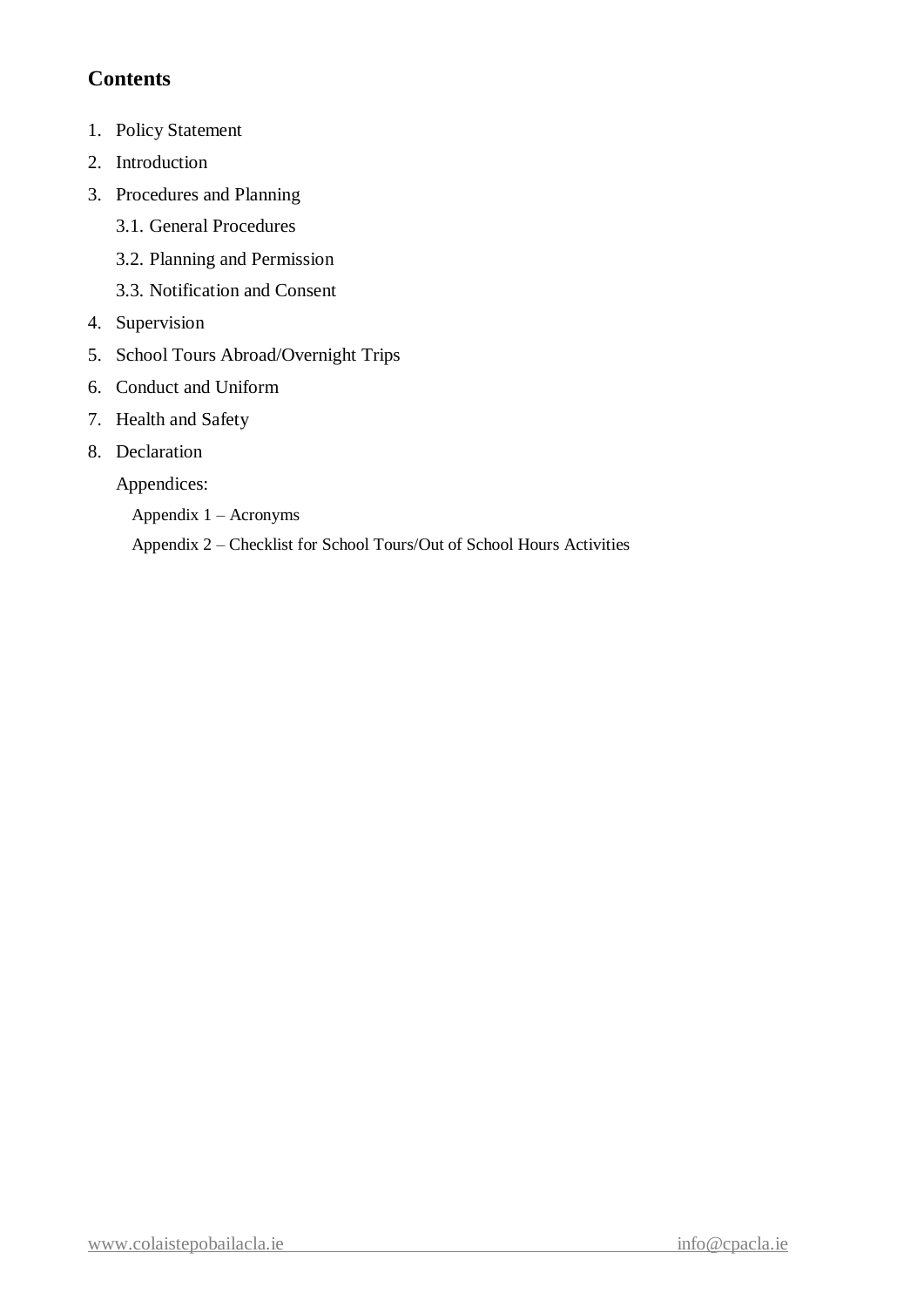## Contents

1. Policy Statement
2. Introduction
3. Procedures and Planning
   - 3.1. General Procedures
   - 3.2. Planning and Permission
   - 3.3. Notification and Consent
4. Supervision
5. School Tours Abroad/Overnight Trips
6. Conduct and Uniform
7. Health and Safety
8. Declaration

   Appendices:

   - Appendix 1 – Acronyms
   - Appendix 2 – Checklist for School Tours/Out of School Hours Activities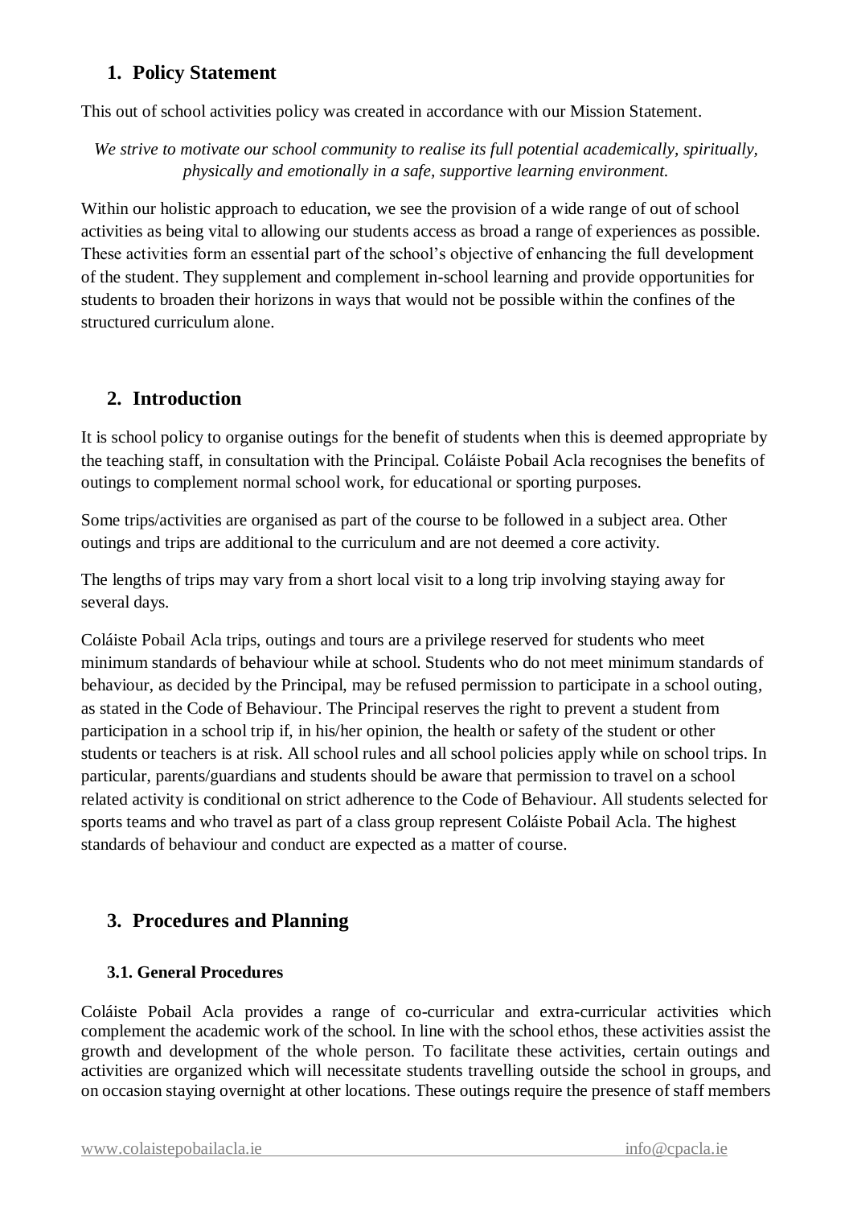## 1. Policy Statement

This out of school activities policy was created in accordance with our Mission Statement.

*We strive to motivate our school community to realise its full potential academically, spiritually, physically and emotionally in a safe, supportive learning environment.*

Within our holistic approach to education, we see the provision of a wide range of out of school activities as being vital to allowing our students access as broad a range of experiences as possible. These activities form an essential part of the school's objective of enhancing the full development of the student. They supplement and complement in-school learning and provide opportunities for students to broaden their horizons in ways that would not be possible within the confines of the structured curriculum alone.

## 2. Introduction

It is school policy to organise outings for the benefit of students when this is deemed appropriate by the teaching staff, in consultation with the Principal. Coláiste Pobail Acla recognises the benefits of outings to complement normal school work, for educational or sporting purposes.

Some trips/activities are organised as part of the course to be followed in a subject area. Other outings and trips are additional to the curriculum and are not deemed a core activity.

The lengths of trips may vary from a short local visit to a long trip involving staying away for several days.

Coláiste Pobail Acla trips, outings and tours are a privilege reserved for students who meet minimum standards of behaviour while at school. Students who do not meet minimum standards of behaviour, as decided by the Principal, may be refused permission to participate in a school outing, as stated in the Code of Behaviour. The Principal reserves the right to prevent a student from participation in a school trip if, in his/her opinion, the health or safety of the student or other students or teachers is at risk. All school rules and all school policies apply while on school trips. In particular, parents/guardians and students should be aware that permission to travel on a school related activity is conditional on strict adherence to the Code of Behaviour. All students selected for sports teams and who travel as part of a class group represent Coláiste Pobail Acla. The highest standards of behaviour and conduct are expected as a matter of course.

## 3. Procedures and Planning

### 3.1. General Procedures

Coláiste Pobail Acla provides a range of co-curricular and extra-curricular activities which complement the academic work of the school. In line with the school ethos, these activities assist the growth and development of the whole person. To facilitate these activities, certain outings and activities are organized which will necessitate students travelling outside the school in groups, and on occasion staying overnight at other locations. These outings require the presence of staff members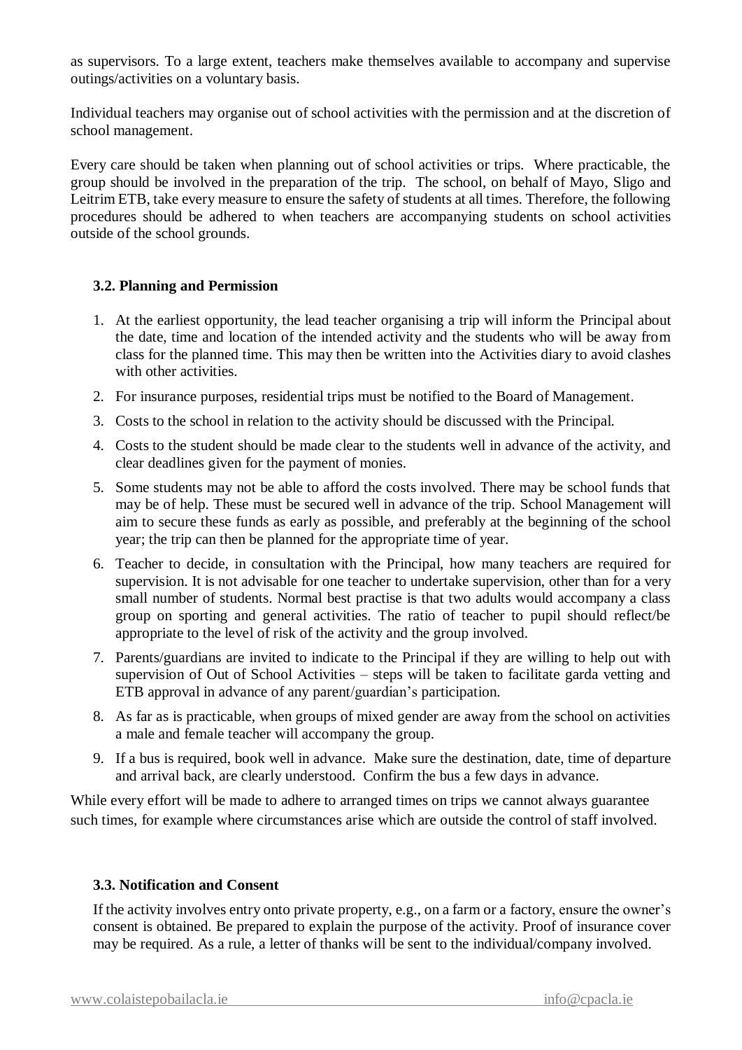as supervisors. To a large extent, teachers make themselves available to accompany and supervise outings/activities on a voluntary basis.

Individual teachers may organise out of school activities with the permission and at the discretion of school management.

Every care should be taken when planning out of school activities or trips. Where practicable, the group should be involved in the preparation of the trip. The school, on behalf of Mayo, Sligo and Leitrim ETB, take every measure to ensure the safety of students at all times. Therefore, the following procedures should be adhered to when teachers are accompanying students on school activities outside of the school grounds.

### 3.2. Planning and Permission

1. At the earliest opportunity, the lead teacher organising a trip will inform the Principal about the date, time and location of the intended activity and the students who will be away from class for the planned time. This may then be written into the Activities diary to avoid clashes with other activities.
2. For insurance purposes, residential trips must be notified to the Board of Management.
3. Costs to the school in relation to the activity should be discussed with the Principal.
4. Costs to the student should be made clear to the students well in advance of the activity, and clear deadlines given for the payment of monies.
5. Some students may not be able to afford the costs involved. There may be school funds that may be of help. These must be secured well in advance of the trip. School Management will aim to secure these funds as early as possible, and preferably at the beginning of the school year; the trip can then be planned for the appropriate time of year.
6. Teacher to decide, in consultation with the Principal, how many teachers are required for supervision. It is not advisable for one teacher to undertake supervision, other than for a very small number of students. Normal best practise is that two adults would accompany a class group on sporting and general activities. The ratio of teacher to pupil should reflect/be appropriate to the level of risk of the activity and the group involved.
7. Parents/guardians are invited to indicate to the Principal if they are willing to help out with supervision of Out of School Activities – steps will be taken to facilitate garda vetting and ETB approval in advance of any parent/guardian's participation.
8. As far as is practicable, when groups of mixed gender are away from the school on activities a male and female teacher will accompany the group.
9. If a bus is required, book well in advance. Make sure the destination, date, time of departure and arrival back, are clearly understood. Confirm the bus a few days in advance.

While every effort will be made to adhere to arranged times on trips we cannot always guarantee such times, for example where circumstances arise which are outside the control of staff involved.

### 3.3. Notification and Consent

If the activity involves entry onto private property, e.g., on a farm or a factory, ensure the owner's consent is obtained. Be prepared to explain the purpose of the activity. Proof of insurance cover may be required. As a rule, a letter of thanks will be sent to the individual/company involved.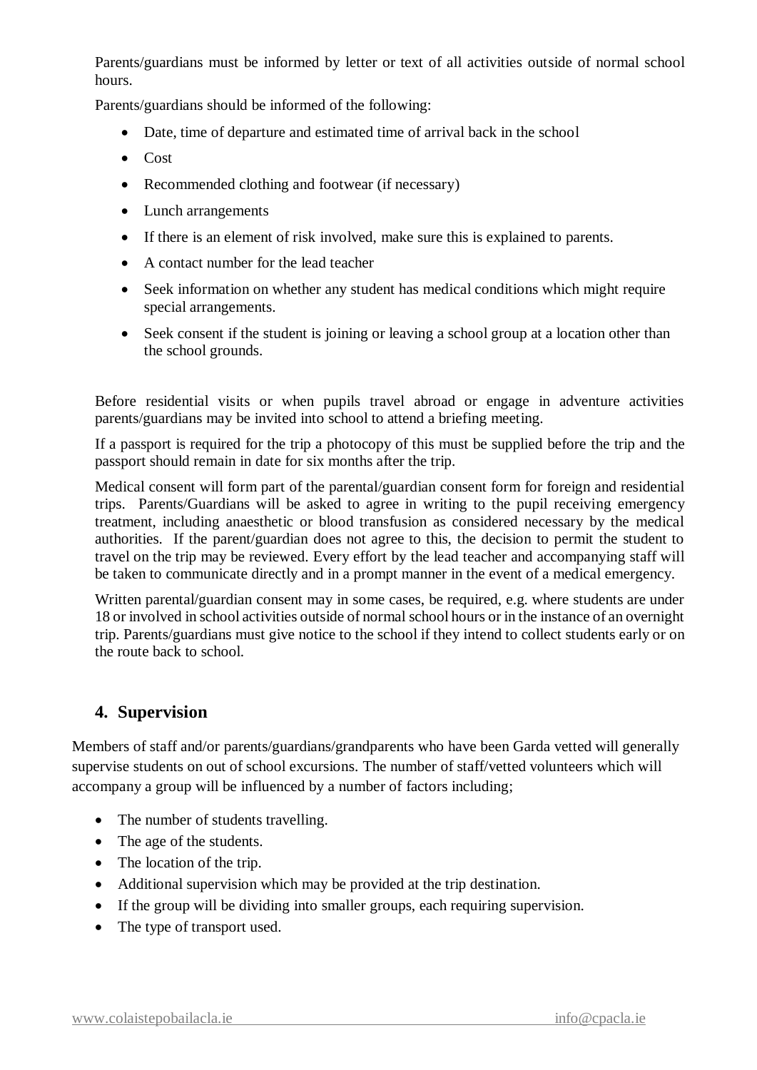Parents/guardians must be informed by letter or text of all activities outside of normal school hours.

Parents/guardians should be informed of the following:

- Date, time of departure and estimated time of arrival back in the school
- Cost
- Recommended clothing and footwear (if necessary)
- Lunch arrangements
- If there is an element of risk involved, make sure this is explained to parents.
- A contact number for the lead teacher
- Seek information on whether any student has medical conditions which might require special arrangements.
- Seek consent if the student is joining or leaving a school group at a location other than the school grounds.

Before residential visits or when pupils travel abroad or engage in adventure activities parents/guardians may be invited into school to attend a briefing meeting.

If a passport is required for the trip a photocopy of this must be supplied before the trip and the passport should remain in date for six months after the trip.

Medical consent will form part of the parental/guardian consent form for foreign and residential trips. Parents/Guardians will be asked to agree in writing to the pupil receiving emergency treatment, including anaesthetic or blood transfusion as considered necessary by the medical authorities. If the parent/guardian does not agree to this, the decision to permit the student to travel on the trip may be reviewed. Every effort by the lead teacher and accompanying staff will be taken to communicate directly and in a prompt manner in the event of a medical emergency.

Written parental/guardian consent may in some cases, be required, e.g. where students are under 18 or involved in school activities outside of normal school hours or in the instance of an overnight trip. Parents/guardians must give notice to the school if they intend to collect students early or on the route back to school.

## 4. Supervision

Members of staff and/or parents/guardians/grandparents who have been Garda vetted will generally supervise students on out of school excursions. The number of staff/vetted volunteers which will accompany a group will be influenced by a number of factors including;

- The number of students travelling.
- The age of the students.
- The location of the trip.
- Additional supervision which may be provided at the trip destination.
- If the group will be dividing into smaller groups, each requiring supervision.
- The type of transport used.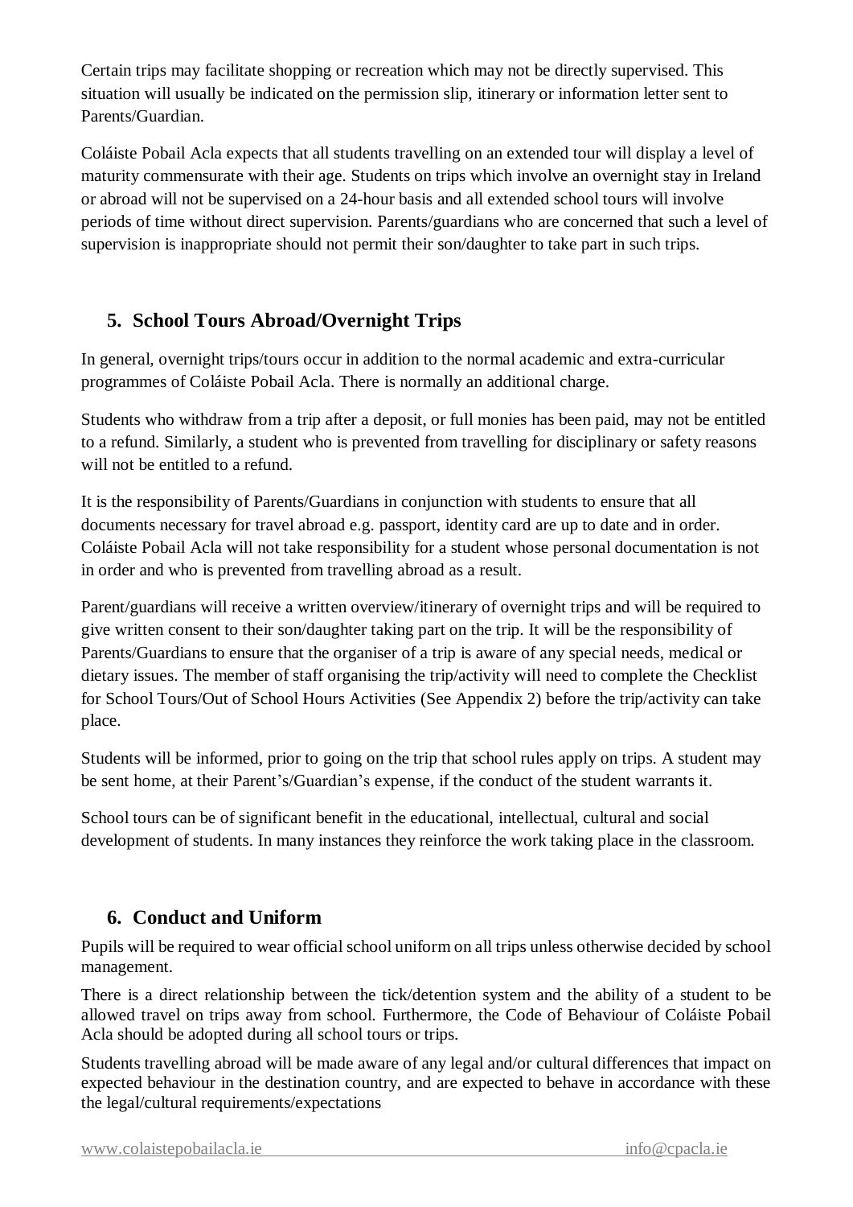Certain trips may facilitate shopping or recreation which may not be directly supervised. This situation will usually be indicated on the permission slip, itinerary or information letter sent to Parents/Guardian.

Coláiste Pobail Acla expects that all students travelling on an extended tour will display a level of maturity commensurate with their age. Students on trips which involve an overnight stay in Ireland or abroad will not be supervised on a 24-hour basis and all extended school tours will involve periods of time without direct supervision. Parents/guardians who are concerned that such a level of supervision is inappropriate should not permit their son/daughter to take part in such trips.

## 5. School Tours Abroad/Overnight Trips

In general, overnight trips/tours occur in addition to the normal academic and extra-curricular programmes of Coláiste Pobail Acla. There is normally an additional charge.

Students who withdraw from a trip after a deposit, or full monies has been paid, may not be entitled to a refund. Similarly, a student who is prevented from travelling for disciplinary or safety reasons will not be entitled to a refund.

It is the responsibility of Parents/Guardians in conjunction with students to ensure that all documents necessary for travel abroad e.g. passport, identity card are up to date and in order. Coláiste Pobail Acla will not take responsibility for a student whose personal documentation is not in order and who is prevented from travelling abroad as a result.

Parent/guardians will receive a written overview/itinerary of overnight trips and will be required to give written consent to their son/daughter taking part on the trip. It will be the responsibility of Parents/Guardians to ensure that the organiser of a trip is aware of any special needs, medical or dietary issues. The member of staff organising the trip/activity will need to complete the Checklist for School Tours/Out of School Hours Activities (See Appendix 2) before the trip/activity can take place.

Students will be informed, prior to going on the trip that school rules apply on trips. A student may be sent home, at their Parent's/Guardian's expense, if the conduct of the student warrants it.

School tours can be of significant benefit in the educational, intellectual, cultural and social development of students. In many instances they reinforce the work taking place in the classroom.

## 6. Conduct and Uniform

Pupils will be required to wear official school uniform on all trips unless otherwise decided by school management.

There is a direct relationship between the tick/detention system and the ability of a student to be allowed travel on trips away from school. Furthermore, the Code of Behaviour of Coláiste Pobail Acla should be adopted during all school tours or trips.

Students travelling abroad will be made aware of any legal and/or cultural differences that impact on expected behaviour in the destination country, and are expected to behave in accordance with these the legal/cultural requirements/expectations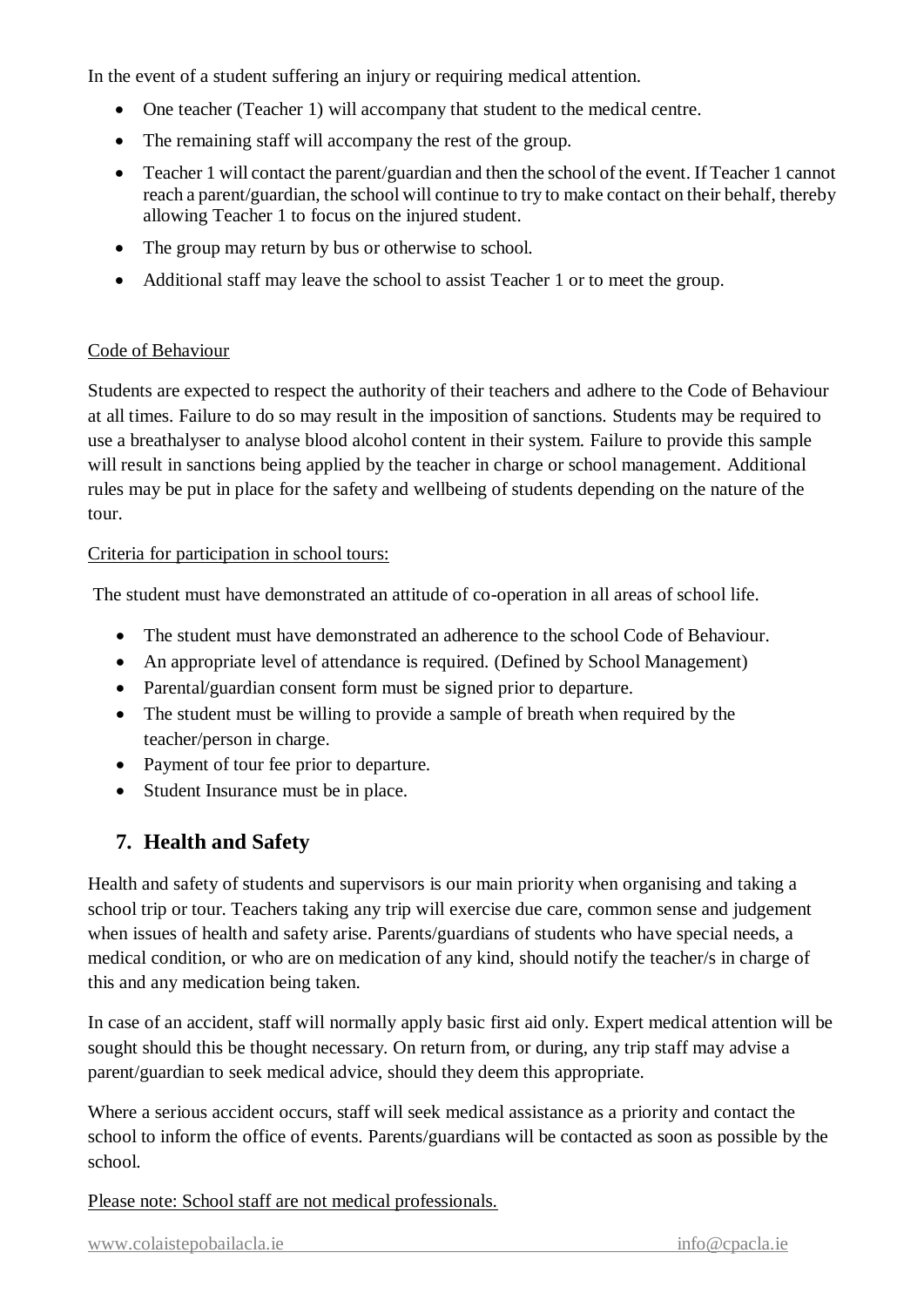In the event of a student suffering an injury or requiring medical attention.

- One teacher (Teacher 1) will accompany that student to the medical centre.
- The remaining staff will accompany the rest of the group.
- Teacher 1 will contact the parent/guardian and then the school of the event. If Teacher 1 cannot reach a parent/guardian, the school will continue to try to make contact on their behalf, thereby allowing Teacher 1 to focus on the injured student.
- The group may return by bus or otherwise to school.
- Additional staff may leave the school to assist Teacher 1 or to meet the group.

Code of Behaviour

Students are expected to respect the authority of their teachers and adhere to the Code of Behaviour at all times. Failure to do so may result in the imposition of sanctions. Students may be required to use a breathalyser to analyse blood alcohol content in their system. Failure to provide this sample will result in sanctions being applied by the teacher in charge or school management. Additional rules may be put in place for the safety and wellbeing of students depending on the nature of the tour.

Criteria for participation in school tours:

The student must have demonstrated an attitude of co-operation in all areas of school life.

- The student must have demonstrated an adherence to the school Code of Behaviour.
- An appropriate level of attendance is required. (Defined by School Management)
- Parental/guardian consent form must be signed prior to departure.
- The student must be willing to provide a sample of breath when required by the teacher/person in charge.
- Payment of tour fee prior to departure.
- Student Insurance must be in place.

## 7. Health and Safety

Health and safety of students and supervisors is our main priority when organising and taking a school trip or tour. Teachers taking any trip will exercise due care, common sense and judgement when issues of health and safety arise. Parents/guardians of students who have special needs, a medical condition, or who are on medication of any kind, should notify the teacher/s in charge of this and any medication being taken.

In case of an accident, staff will normally apply basic first aid only. Expert medical attention will be sought should this be thought necessary. On return from, or during, any trip staff may advise a parent/guardian to seek medical advice, should they deem this appropriate.

Where a serious accident occurs, staff will seek medical assistance as a priority and contact the school to inform the office of events. Parents/guardians will be contacted as soon as possible by the school.

Please note: School staff are not medical professionals.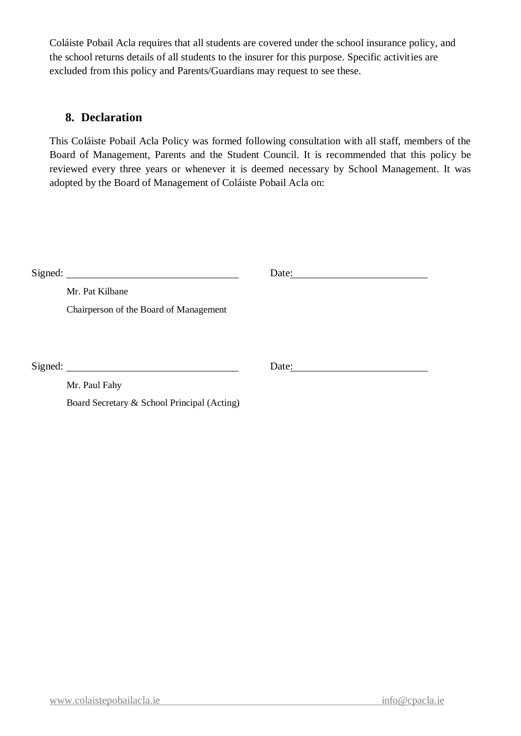Coláiste Pobail Acla requires that all students are covered under the school insurance policy, and the school returns details of all students to the insurer for this purpose. Specific activities are excluded from this policy and Parents/Guardians may request to see these.

## 8. Declaration

This Coláiste Pobail Acla Policy was formed following consultation with all staff, members of the Board of Management, Parents and the Student Council. It is recommended that this policy be reviewed every three years or whenever it is deemed necessary by School Management. It was adopted by the Board of Management of Coláiste Pobail Acla on:

Signed: ______________________________ Date: ________________________

Mr. Pat Kilbane

Chairperson of the Board of Management

Signed: ______________________________ Date: ________________________

Mr. Paul Fahy

Board Secretary & School Principal (Acting)

www.colaistepobailacla.ie info@cpacla.ie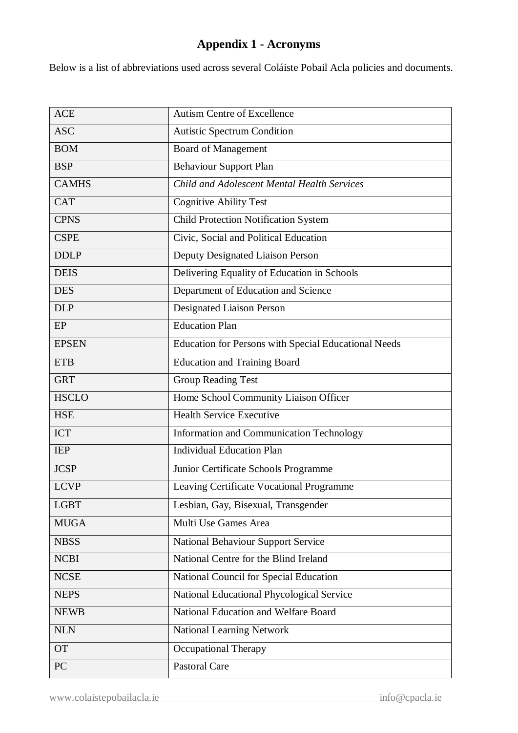# Appendix 1 - Acronyms

Below is a list of abbreviations used across several Coláiste Pobail Acla policies and documents.

| | |
|---|---|
| ACE | Autism Centre of Excellence |
| ASC | Autistic Spectrum Condition |
| BOM | Board of Management |
| BSP | Behaviour Support Plan |
| CAMHS | *Child and Adolescent Mental Health Services* |
| CAT | Cognitive Ability Test |
| CPNS | Child Protection Notification System |
| CSPE | Civic, Social and Political Education |
| DDLP | Deputy Designated Liaison Person |
| DEIS | Delivering Equality of Education in Schools |
| DES | Department of Education and Science |
| DLP | Designated Liaison Person |
| EP | Education Plan |
| EPSEN | Education for Persons with Special Educational Needs |
| ETB | Education and Training Board |
| GRT | Group Reading Test |
| HSCLO | Home School Community Liaison Officer |
| HSE | Health Service Executive |
| ICT | Information and Communication Technology |
| IEP | Individual Education Plan |
| JCSP | Junior Certificate Schools Programme |
| LCVP | Leaving Certificate Vocational Programme |
| LGBT | Lesbian, Gay, Bisexual, Transgender |
| MUGA | Multi Use Games Area |
| NBSS | National Behaviour Support Service |
| NCBI | National Centre for the Blind Ireland |
| NCSE | National Council for Special Education |
| NEPS | National Educational Phycological Service |
| NEWB | National Education and Welfare Board |
| NLN | National Learning Network |
| OT | Occupational Therapy |
| PC | Pastoral Care |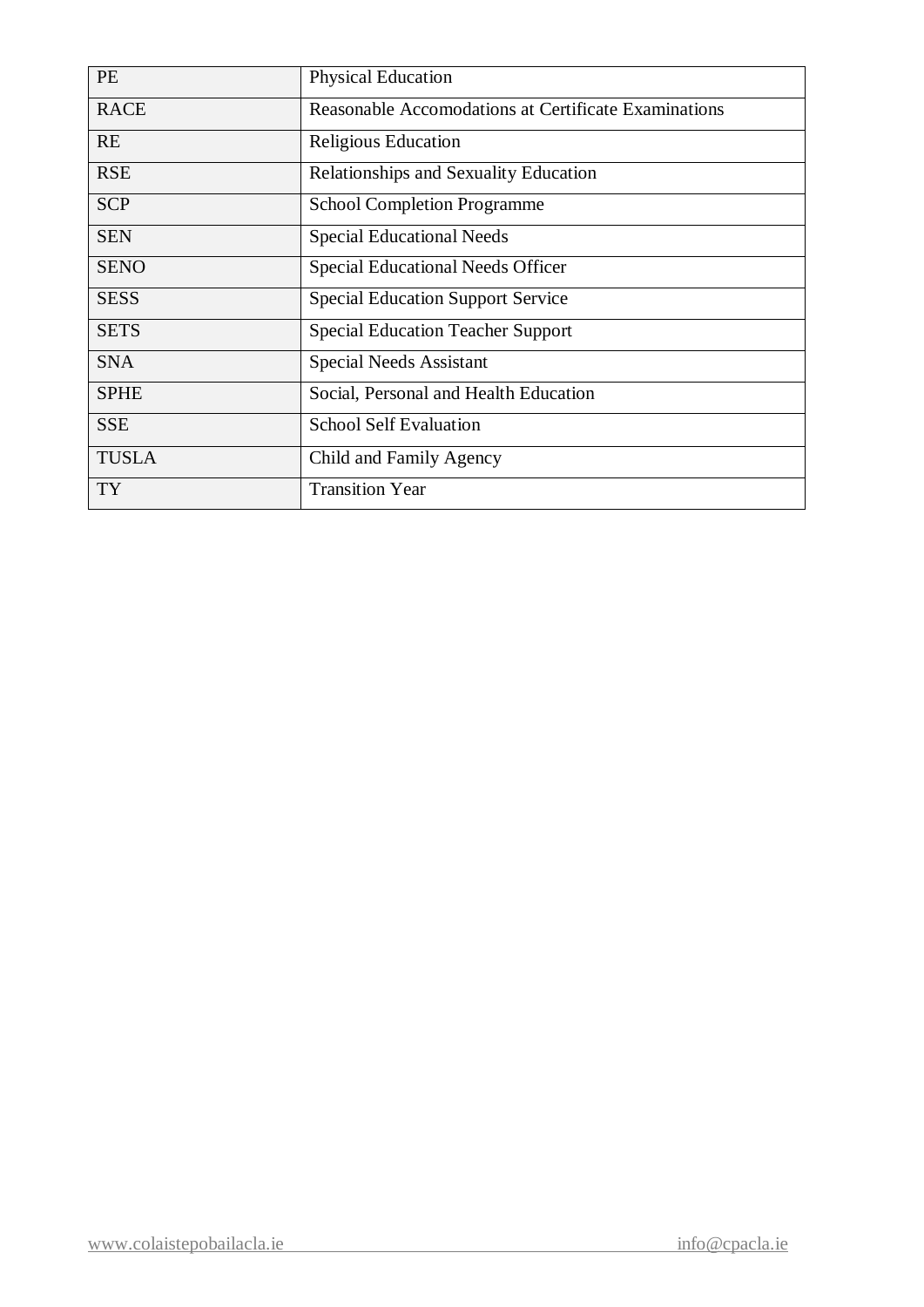| PE | Physical Education |
| --- | --- |
| RACE | Reasonable Accomodations at Certificate Examinations |
| RE | Religious Education |
| RSE | Relationships and Sexuality Education |
| SCP | School Completion Programme |
| SEN | Special Educational Needs |
| SENO | Special Educational Needs Officer |
| SESS | Special Education Support Service |
| SETS | Special Education Teacher Support |
| SNA | Special Needs Assistant |
| SPHE | Social, Personal and Health Education |
| SSE | School Self Evaluation |
| TUSLA | Child and Family Agency |
| TY | Transition Year |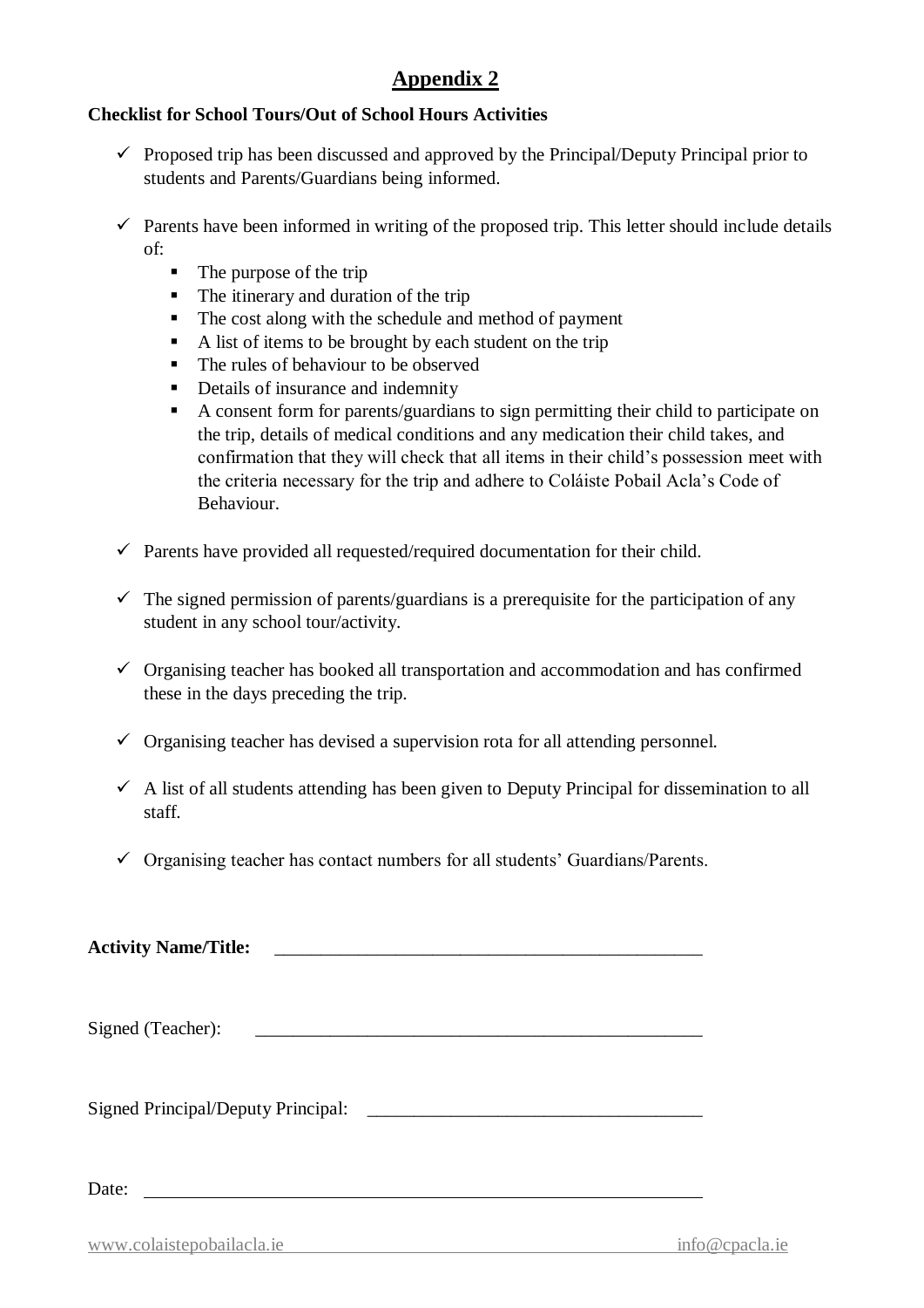# Appendix 2

**Checklist for School Tours/Out of School Hours Activities**

- ✓ Proposed trip has been discussed and approved by the Principal/Deputy Principal prior to students and Parents/Guardians being informed.

- ✓ Parents have been informed in writing of the proposed trip. This letter should include details of:
  - The purpose of the trip
  - The itinerary and duration of the trip
  - The cost along with the schedule and method of payment
  - A list of items to be brought by each student on the trip
  - The rules of behaviour to be observed
  - Details of insurance and indemnity
  - A consent form for parents/guardians to sign permitting their child to participate on the trip, details of medical conditions and any medication their child takes, and confirmation that they will check that all items in their child's possession meet with the criteria necessary for the trip and adhere to Coláiste Pobail Acla's Code of Behaviour.

- ✓ Parents have provided all requested/required documentation for their child.

- ✓ The signed permission of parents/guardians is a prerequisite for the participation of any student in any school tour/activity.

- ✓ Organising teacher has booked all transportation and accommodation and has confirmed these in the days preceding the trip.

- ✓ Organising teacher has devised a supervision rota for all attending personnel.

- ✓ A list of all students attending has been given to Deputy Principal for dissemination to all staff.

- ✓ Organising teacher has contact numbers for all students' Guardians/Parents.

**Activity Name/Title:** ______________________________________________

Signed (Teacher): ______________________________________________

Signed Principal/Deputy Principal: ___________________________________

Date: ______________________________________________________